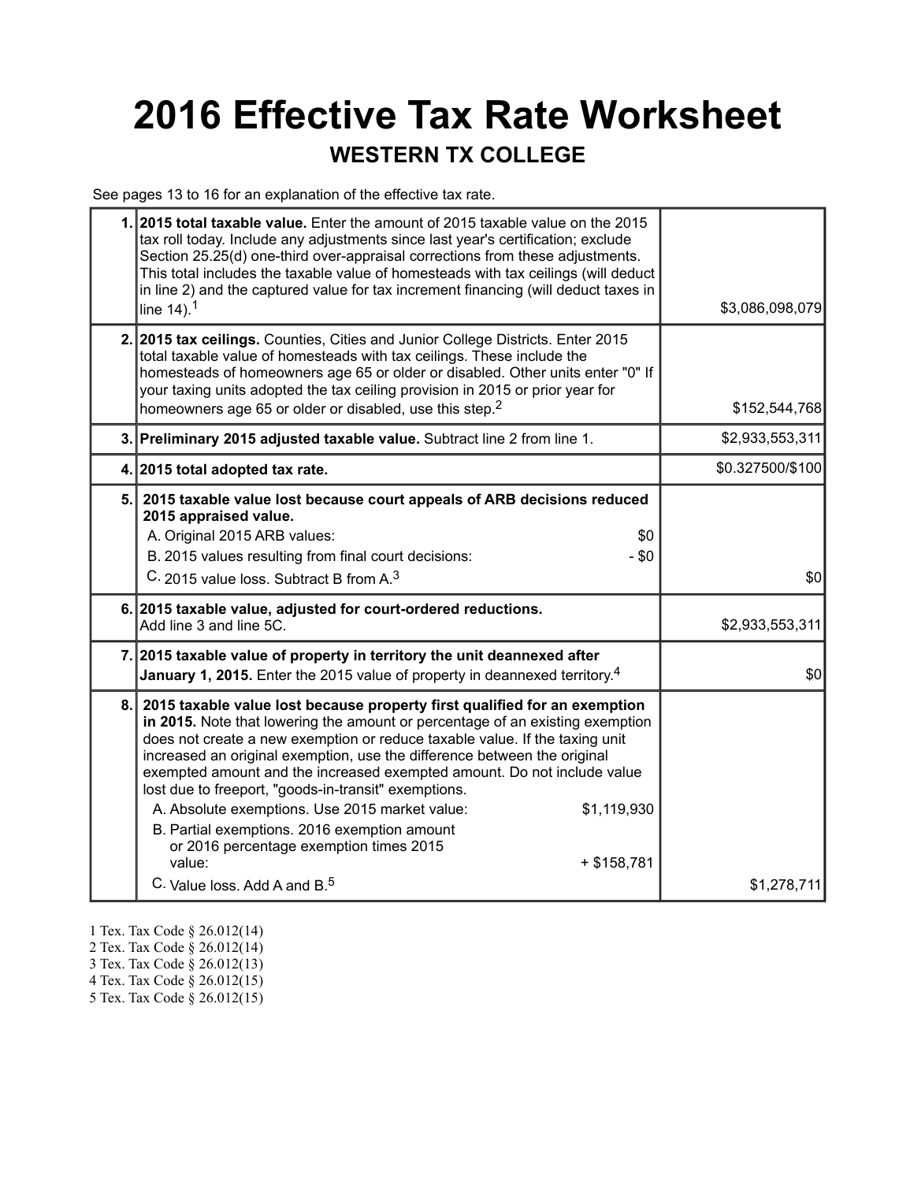# 2016 Effective Tax Rate Worksheet

## WESTERN TX COLLEGE

See pages 13 to 16 for an explanation of the effective tax rate.

| | | |
|---|---|---|
| 1. | **2015 total taxable value.** Enter the amount of 2015 taxable value on the 2015 tax roll today. Include any adjustments since last year's certification; exclude Section 25.25(d) one-third over-appraisal corrections from these adjustments. This total includes the taxable value of homesteads with tax ceilings (will deduct in line 2) and the captured value for tax increment financing (will deduct taxes in line 14).[1] | $3,086,098,079 |
| 2. | **2015 tax ceilings.** Counties, Cities and Junior College Districts. Enter 2015 total taxable value of homesteads with tax ceilings. These include the homesteads of homeowners age 65 or older or disabled. Other units enter "0" If your taxing units adopted the tax ceiling provision in 2015 or prior year for homeowners age 65 or older or disabled, use this step.[2] | $152,544,768 |
| 3. | **Preliminary 2015 adjusted taxable value.** Subtract line 2 from line 1. | $2,933,553,311 |
| 4. | **2015 total adopted tax rate.** | $0.327500/$100 |
| 5. | **2015 taxable value lost because court appeals of ARB decisions reduced 2015 appraised value.**<br>A. Original 2015 ARB values: $0<br>B. 2015 values resulting from final court decisions: - $0<br>C. 2015 value loss. Subtract B from A.[3] | $0 |
| 6. | **2015 taxable value, adjusted for court-ordered reductions.** Add line 3 and line 5C. | $2,933,553,311 |
| 7. | **2015 taxable value of property in territory the unit deannexed after January 1, 2015.** Enter the 2015 value of property in deannexed territory.[4] | $0 |
| 8. | **2015 taxable value lost because property first qualified for an exemption in 2015.** Note that lowering the amount or percentage of an existing exemption does not create a new exemption or reduce taxable value. If the taxing unit increased an original exemption, use the difference between the original exempted amount and the increased exempted amount. Do not include value lost due to freeport, "goods-in-transit" exemptions.<br>A. Absolute exemptions. Use 2015 market value: $1,119,930<br>B. Partial exemptions. 2016 exemption amount or 2016 percentage exemption times 2015 value: + $158,781<br>C. Value loss. Add A and B.[5] | $1,278,711 |

1 Tex. Tax Code § 26.012(14)
2 Tex. Tax Code § 26.012(14)
3 Tex. Tax Code § 26.012(13)
4 Tex. Tax Code § 26.012(15)
5 Tex. Tax Code § 26.012(15)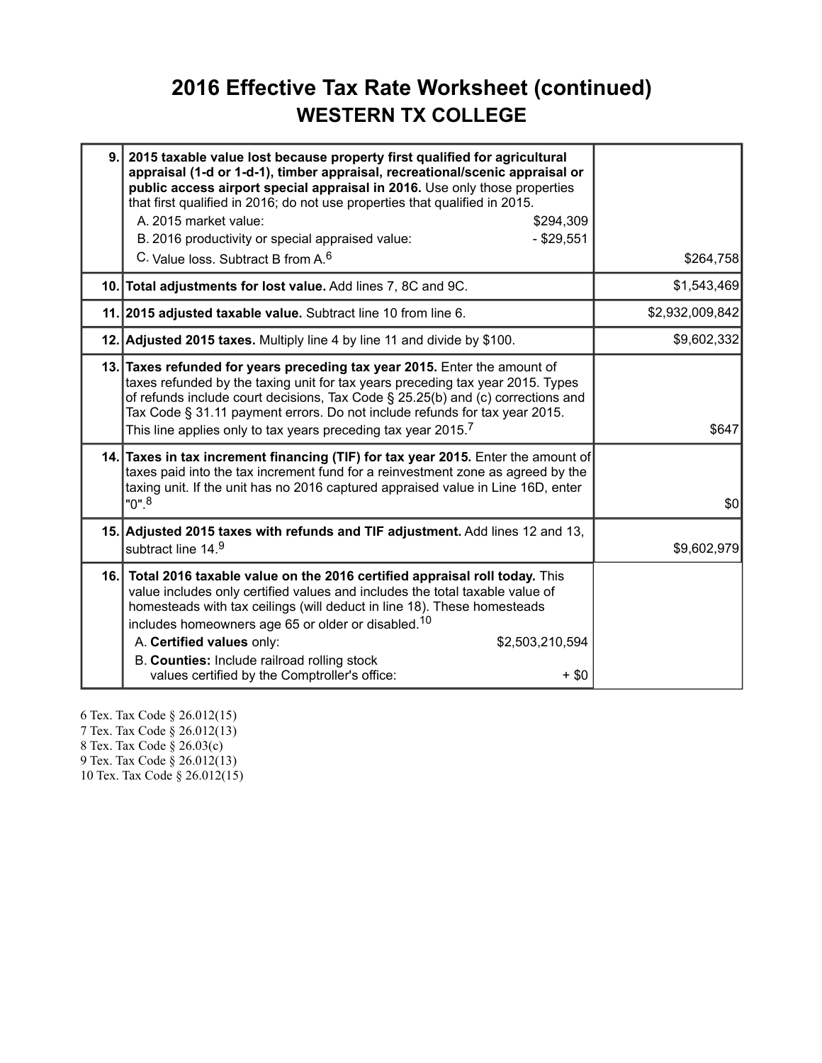# 2016 Effective Tax Rate Worksheet (continued)

## WESTERN TX COLLEGE

| | | |
|---|---|---|
| 9. | **2015 taxable value lost because property first qualified for agricultural appraisal (1-d or 1-d-1), timber appraisal, recreational/scenic appraisal or public access airport special appraisal in 2016.** Use only those properties that first qualified in 2016; do not use properties that qualified in 2015.<br>A. 2015 market value: $294,309<br>B. 2016 productivity or special appraised value: - $29,551<br>C. Value loss. Subtract B from A.[6] | $264,758 |
| 10. | **Total adjustments for lost value.** Add lines 7, 8C and 9C. | $1,543,469 |
| 11. | **2015 adjusted taxable value.** Subtract line 10 from line 6. | $2,932,009,842 |
| 12. | **Adjusted 2015 taxes.** Multiply line 4 by line 11 and divide by $100. | $9,602,332 |
| 13. | **Taxes refunded for years preceding tax year 2015.** Enter the amount of taxes refunded by the taxing unit for tax years preceding tax year 2015. Types of refunds include court decisions, Tax Code § 25.25(b) and (c) corrections and Tax Code § 31.11 payment errors. Do not include refunds for tax year 2015. This line applies only to tax years preceding tax year 2015.[7] | $647 |
| 14. | **Taxes in tax increment financing (TIF) for tax year 2015.** Enter the amount of taxes paid into the tax increment fund for a reinvestment zone as agreed by the taxing unit. If the unit has no 2016 captured appraised value in Line 16D, enter "0".[8] | $0 |
| 15. | **Adjusted 2015 taxes with refunds and TIF adjustment.** Add lines 12 and 13, subtract line 14.[9] | $9,602,979 |
| 16. | **Total 2016 taxable value on the 2016 certified appraisal roll today.** This value includes only certified values and includes the total taxable value of homesteads with tax ceilings (will deduct in line 18). These homesteads includes homeowners age 65 or older or disabled.[10]<br>A. **Certified values** only: $2,503,210,594<br>B. **Counties:** Include railroad rolling stock values certified by the Comptroller's office: + $0 | |

6 Tex. Tax Code § 26.012(15)
7 Tex. Tax Code § 26.012(13)
8 Tex. Tax Code § 26.03(c)
9 Tex. Tax Code § 26.012(13)
10 Tex. Tax Code § 26.012(15)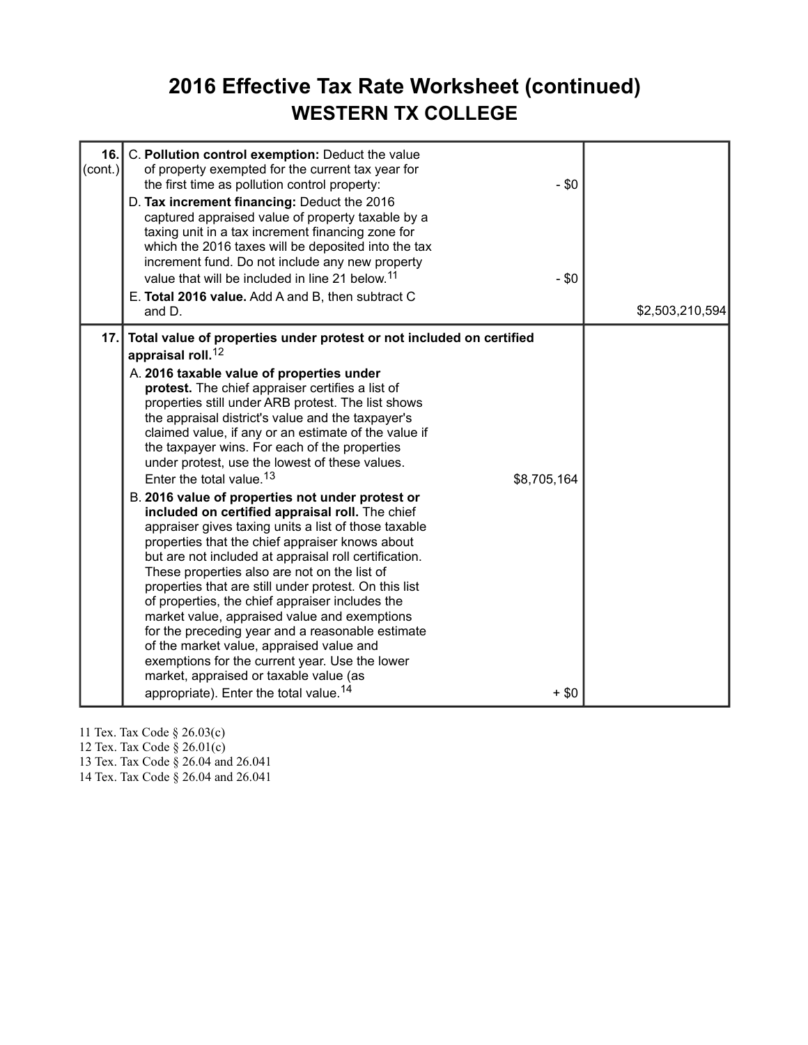# 2016 Effective Tax Rate Worksheet (continued)

## WESTERN TX COLLEGE

| Line | Description | Amount | Total |
|---|---|---|---|
| 16. (cont.) | C. **Pollution control exemption:** Deduct the value of property exempted for the current tax year for the first time as pollution control property: | - $0 | |
| | D. **Tax increment financing:** Deduct the 2016 captured appraised value of property taxable by a taxing unit in a tax increment financing zone for which the 2016 taxes will be deposited into the tax increment fund. Do not include any new property value that will be included in line 21 below.[11] | - $0 | |
| | E. **Total 2016 value.** Add A and B, then subtract C and D. | | $2,503,210,594 |
| 17. | **Total value of properties under protest or not included on certified appraisal roll.**[12] | | |
| | A. **2016 taxable value of properties under protest.** The chief appraiser certifies a list of properties still under ARB protest. The list shows the appraisal district's value and the taxpayer's claimed value, if any or an estimate of the value if the taxpayer wins. For each of the properties under protest, use the lowest of these values. Enter the total value.[13] | $8,705,164 | |
| | B. **2016 value of properties not under protest or included on certified appraisal roll.** The chief appraiser gives taxing units a list of those taxable properties that the chief appraiser knows about but are not included at appraisal roll certification. These properties also are not on the list of properties that are still under protest. On this list of properties, the chief appraiser includes the market value, appraised value and exemptions for the preceding year and a reasonable estimate of the market value, appraised value and exemptions for the current year. Use the lower market, appraised or taxable value (as appropriate). Enter the total value.[14] | + $0 | |

11 Tex. Tax Code § 26.03(c)
12 Tex. Tax Code § 26.01(c)
13 Tex. Tax Code § 26.04 and 26.041
14 Tex. Tax Code § 26.04 and 26.041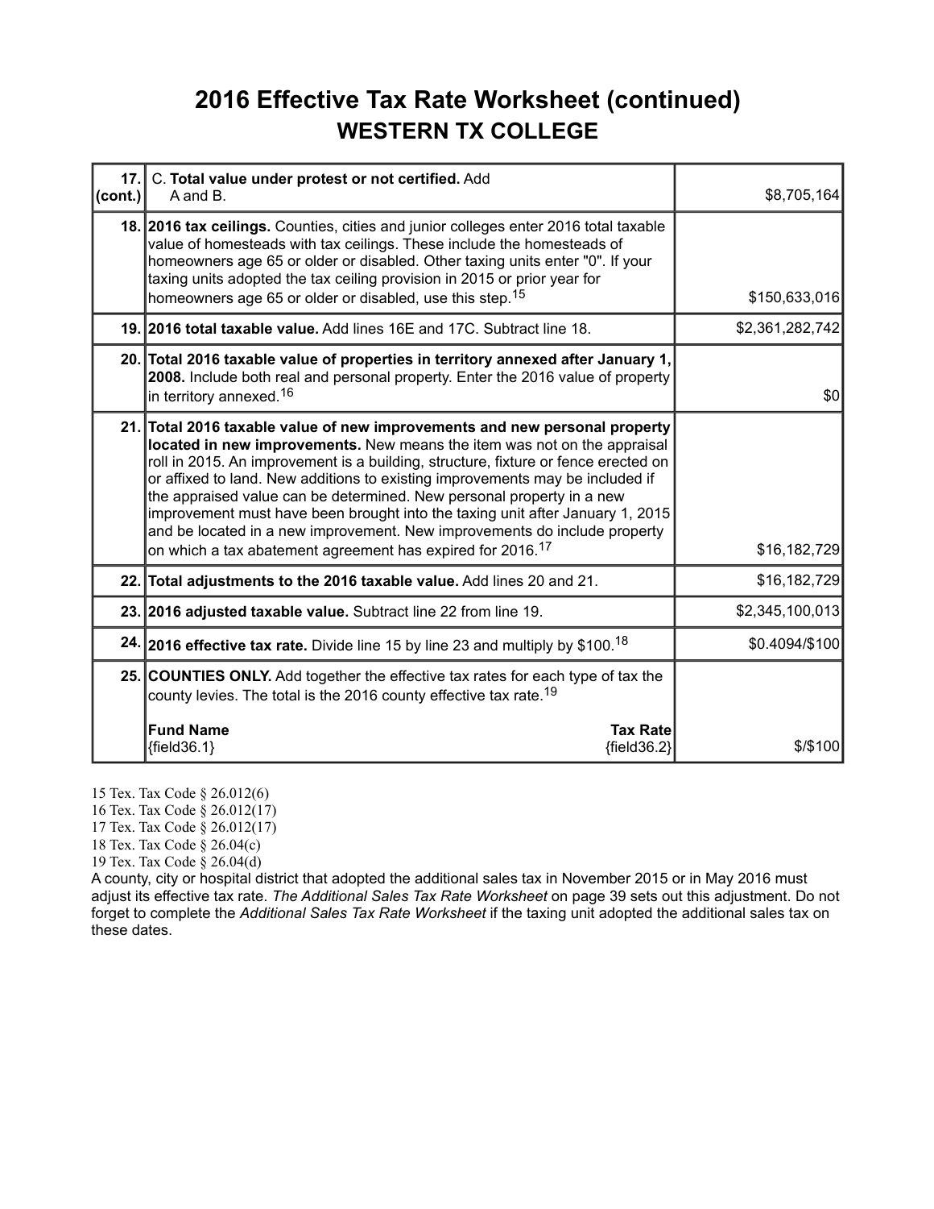# 2016 Effective Tax Rate Worksheet (continued)

## WESTERN TX COLLEGE

| | | |
|---|---|---|
| **17. (cont.)** | C. **Total value under protest or not certified.** Add A and B. | $8,705,164 |
| **18.** | **2016 tax ceilings.** Counties, cities and junior colleges enter 2016 total taxable value of homesteads with tax ceilings. These include the homesteads of homeowners age 65 or older or disabled. Other taxing units enter "0". If your taxing units adopted the tax ceiling provision in 2015 or prior year for homeowners age 65 or older or disabled, use this step.[15] | $150,633,016 |
| **19.** | **2016 total taxable value.** Add lines 16E and 17C. Subtract line 18. | $2,361,282,742 |
| **20.** | **Total 2016 taxable value of properties in territory annexed after January 1, 2008.** Include both real and personal property. Enter the 2016 value of property in territory annexed.[16] | $0 |
| **21.** | **Total 2016 taxable value of new improvements and new personal property located in new improvements.** New means the item was not on the appraisal roll in 2015. An improvement is a building, structure, fixture or fence erected on or affixed to land. New additions to existing improvements may be included if the appraised value can be determined. New personal property in a new improvement must have been brought into the taxing unit after January 1, 2015 and be located in a new improvement. New improvements do include property on which a tax abatement agreement has expired for 2016.[17] | $16,182,729 |
| **22.** | **Total adjustments to the 2016 taxable value.** Add lines 20 and 21. | $16,182,729 |
| **23.** | **2016 adjusted taxable value.** Subtract line 22 from line 19. | $2,345,100,013 |
| **24.** | **2016 effective tax rate.** Divide line 15 by line 23 and multiply by $100.[18] | $0.4094/$100 |
| **25.** | **COUNTIES ONLY.** Add together the effective tax rates for each type of tax the county levies. The total is the 2016 county effective tax rate.[19]<br><br>**Fund Name** — **Tax Rate**<br>{field36.1} — {field36.2} | $/$100 |

15 Tex. Tax Code § 26.012(6)
16 Tex. Tax Code § 26.012(17)
17 Tex. Tax Code § 26.012(17)
18 Tex. Tax Code § 26.04(c)
19 Tex. Tax Code § 26.04(d)

A county, city or hospital district that adopted the additional sales tax in November 2015 or in May 2016 must adjust its effective tax rate. *The Additional Sales Tax Rate Worksheet* on page 39 sets out this adjustment. Do not forget to complete the *Additional Sales Tax Rate Worksheet* if the taxing unit adopted the additional sales tax on these dates.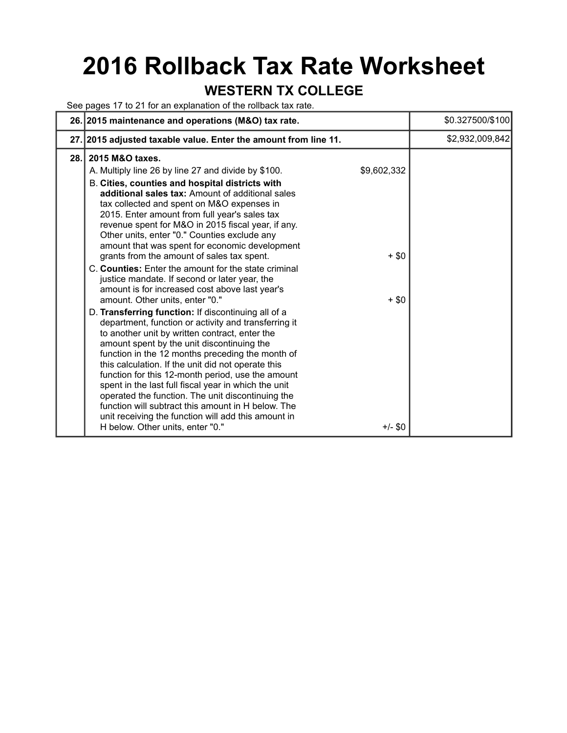# 2016 Rollback Tax Rate Worksheet

## WESTERN TX COLLEGE

See pages 17 to 21 for an explanation of the rollback tax rate.

| | | | |
|---|---|---|---|
| 26. | **2015 maintenance and operations (M&O) tax rate.** | | $0.327500/$100 |
| 27. | **2015 adjusted taxable value. Enter the amount from line 11.** | | $2,932,009,842 |
| 28. | **2015 M&O taxes.** | | |
| | A. Multiply line 26 by line 27 and divide by $100. | $9,602,332 | |
| | B. **Cities, counties and hospital districts with additional sales tax:** Amount of additional sales tax collected and spent on M&O expenses in 2015. Enter amount from full year's sales tax revenue spent for M&O in 2015 fiscal year, if any. Other units, enter "0." Counties exclude any amount that was spent for economic development grants from the amount of sales tax spent. | + $0 | |
| | C. **Counties:** Enter the amount for the state criminal justice mandate. If second or later year, the amount is for increased cost above last year's amount. Other units, enter "0." | + $0 | |
| | D. **Transferring function:** If discontinuing all of a department, function or activity and transferring it to another unit by written contract, enter the amount spent by the unit discontinuing the function in the 12 months preceding the month of this calculation. If the unit did not operate this function for this 12-month period, use the amount spent in the last full fiscal year in which the unit operated the function. The unit discontinuing the function will subtract this amount in H below. The unit receiving the function will add this amount in H below. Other units, enter "0." | +/- $0 | |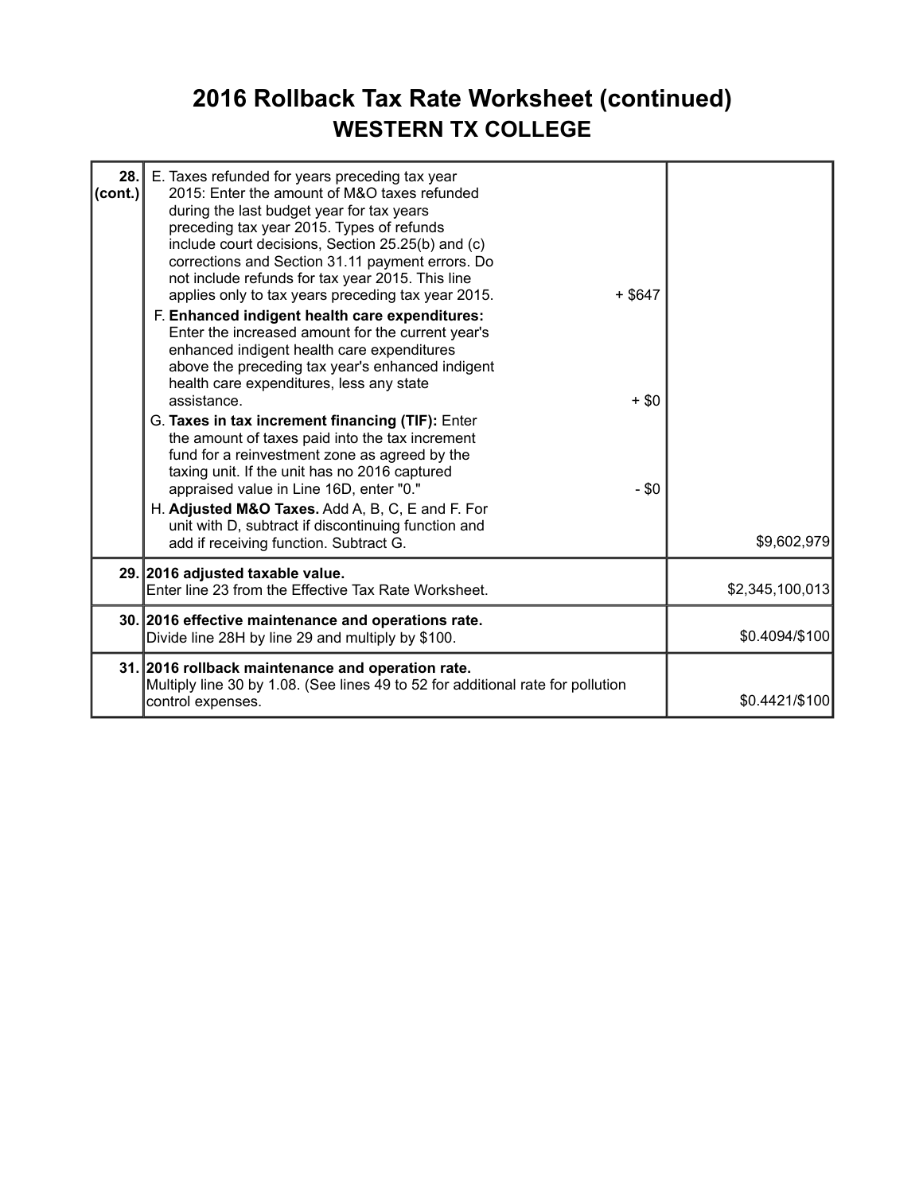# 2016 Rollback Tax Rate Worksheet (continued)

## WESTERN TX COLLEGE

| Line | Description | Amount | Total |
|---|---|---|---|
| 28. (cont.) | E. Taxes refunded for years preceding tax year 2015: Enter the amount of M&O taxes refunded during the last budget year for tax years preceding tax year 2015. Types of refunds include court decisions, Section 25.25(b) and (c) corrections and Section 31.11 payment errors. Do not include refunds for tax year 2015. This line applies only to tax years preceding tax year 2015. | + $647 | |
| | F. **Enhanced indigent health care expenditures:** Enter the increased amount for the current year's enhanced indigent health care expenditures above the preceding tax year's enhanced indigent health care expenditures, less any state assistance. | + $0 | |
| | G. **Taxes in tax increment financing (TIF):** Enter the amount of taxes paid into the tax increment fund for a reinvestment zone as agreed by the taxing unit. If the unit has no 2016 captured appraised value in Line 16D, enter "0." | - $0 | |
| | H. **Adjusted M&O Taxes.** Add A, B, C, E and F. For unit with D, subtract if discontinuing function and add if receiving function. Subtract G. | | $9,602,979 |
| 29. | **2016 adjusted taxable value.** Enter line 23 from the Effective Tax Rate Worksheet. | | $2,345,100,013 |
| 30. | **2016 effective maintenance and operations rate.** Divide line 28H by line 29 and multiply by $100. | | $0.4094/$100 |
| 31. | **2016 rollback maintenance and operation rate.** Multiply line 30 by 1.08. (See lines 49 to 52 for additional rate for pollution control expenses. | | $0.4421/$100 |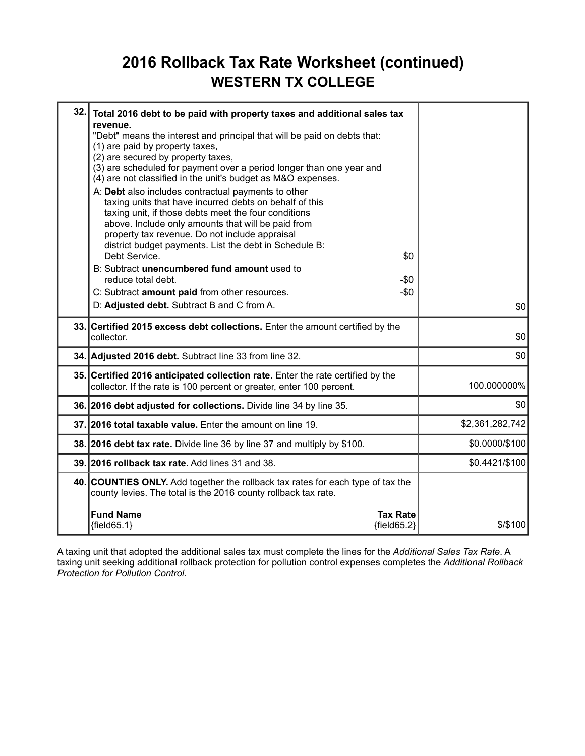# 2016 Rollback Tax Rate Worksheet (continued)

## WESTERN TX COLLEGE

| Line | Description | Amount |
|---|---|---|
| 32. | **Total 2016 debt to be paid with property taxes and additional sales tax revenue.**<br>"Debt" means the interest and principal that will be paid on debts that:<br>(1) are paid by property taxes,<br>(2) are secured by property taxes,<br>(3) are scheduled for payment over a period longer than one year and<br>(4) are not classified in the unit's budget as M&O expenses.<br>A: **Debt** also includes contractual payments to other taxing units that have incurred debts on behalf of this taxing unit, if those debts meet the four conditions above. Include only amounts that will be paid from property tax revenue. Do not include appraisal district budget payments. List the debt in Schedule B: Debt Service. $0<br>B: Subtract **unencumbered fund amount** used to reduce total debt. -$0<br>C: Subtract **amount paid** from other resources. -$0<br>D: **Adjusted debt.** Subtract B and C from A. | $0 |
| 33. | **Certified 2015 excess debt collections.** Enter the amount certified by the collector. | $0 |
| 34. | **Adjusted 2016 debt.** Subtract line 33 from line 32. | $0 |
| 35. | **Certified 2016 anticipated collection rate.** Enter the rate certified by the collector. If the rate is 100 percent or greater, enter 100 percent. | 100.000000% |
| 36. | **2016 debt adjusted for collections.** Divide line 34 by line 35. | $0 |
| 37. | **2016 total taxable value.** Enter the amount on line 19. | $2,361,282,742 |
| 38. | **2016 debt tax rate.** Divide line 36 by line 37 and multiply by $100. | $0.0000/$100 |
| 39. | **2016 rollback tax rate.** Add lines 31 and 38. | $0.4421/$100 |
| 40. | **COUNTIES ONLY.** Add together the rollback tax rates for each type of tax the county levies. The total is the 2016 county rollback tax rate.<br>**Fund Name** — **Tax Rate**<br>{field65.1} — {field65.2} | $/$100 |

A taxing unit that adopted the additional sales tax must complete the lines for the *Additional Sales Tax Rate*. A taxing unit seeking additional rollback protection for pollution control expenses completes the *Additional Rollback Protection for Pollution Control*.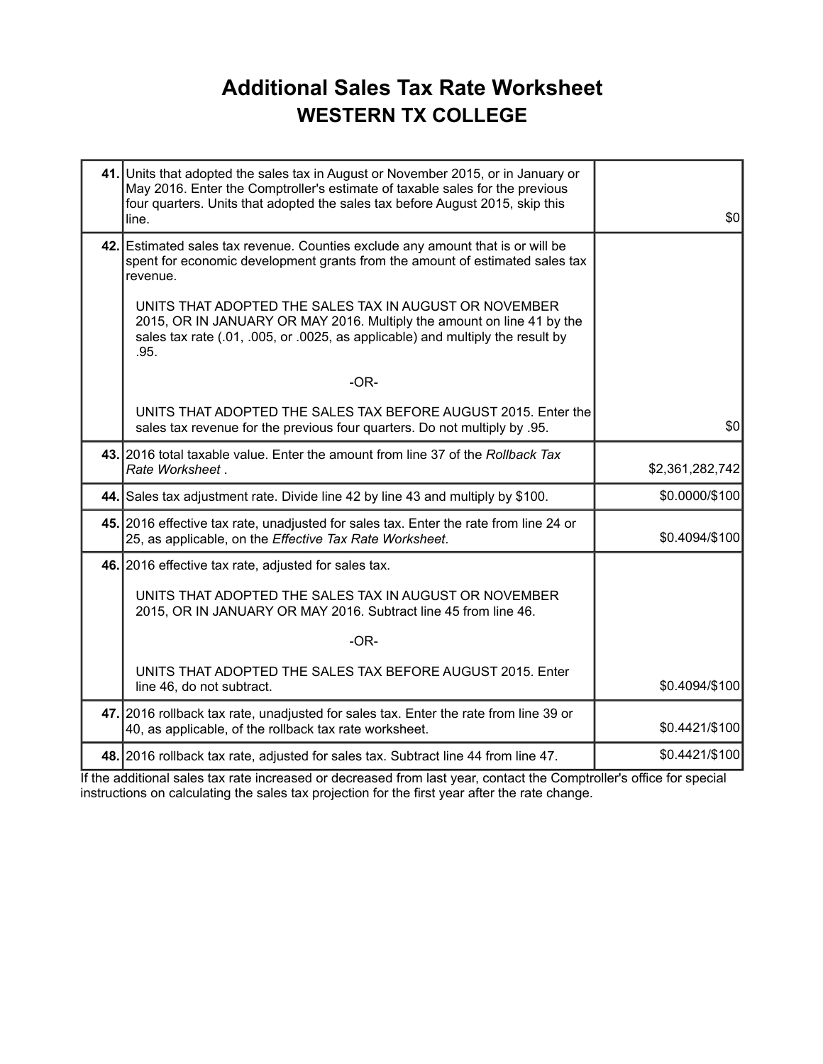# Additional Sales Tax Rate Worksheet

## WESTERN TX COLLEGE

| | | |
|---|---|---|
| **41.** | Units that adopted the sales tax in August or November 2015, or in January or May 2016. Enter the Comptroller's estimate of taxable sales for the previous four quarters. Units that adopted the sales tax before August 2015, skip this line. | $0 |
| **42.** | Estimated sales tax revenue. Counties exclude any amount that is or will be spent for economic development grants from the amount of estimated sales tax revenue.<br><br>UNITS THAT ADOPTED THE SALES TAX IN AUGUST OR NOVEMBER 2015, OR IN JANUARY OR MAY 2016. Multiply the amount on line 41 by the sales tax rate (.01, .005, or .0025, as applicable) and multiply the result by .95.<br><br>-OR-<br><br>UNITS THAT ADOPTED THE SALES TAX BEFORE AUGUST 2015. Enter the sales tax revenue for the previous four quarters. Do not multiply by .95. | $0 |
| **43.** | 2016 total taxable value. Enter the amount from line 37 of the *Rollback Tax Rate Worksheet* . | $2,361,282,742 |
| **44.** | Sales tax adjustment rate. Divide line 42 by line 43 and multiply by $100. | $0.0000/$100 |
| **45.** | 2016 effective tax rate, unadjusted for sales tax. Enter the rate from line 24 or 25, as applicable, on the *Effective Tax Rate Worksheet*. | $0.4094/$100 |
| **46.** | 2016 effective tax rate, adjusted for sales tax.<br><br>UNITS THAT ADOPTED THE SALES TAX IN AUGUST OR NOVEMBER 2015, OR IN JANUARY OR MAY 2016. Subtract line 45 from line 46.<br><br>-OR-<br><br>UNITS THAT ADOPTED THE SALES TAX BEFORE AUGUST 2015. Enter line 46, do not subtract. | $0.4094/$100 |
| **47.** | 2016 rollback tax rate, unadjusted for sales tax. Enter the rate from line 39 or 40, as applicable, of the rollback tax rate worksheet. | $0.4421/$100 |
| **48.** | 2016 rollback tax rate, adjusted for sales tax. Subtract line 44 from line 47. | $0.4421/$100 |

If the additional sales tax rate increased or decreased from last year, contact the Comptroller's office for special instructions on calculating the sales tax projection for the first year after the rate change.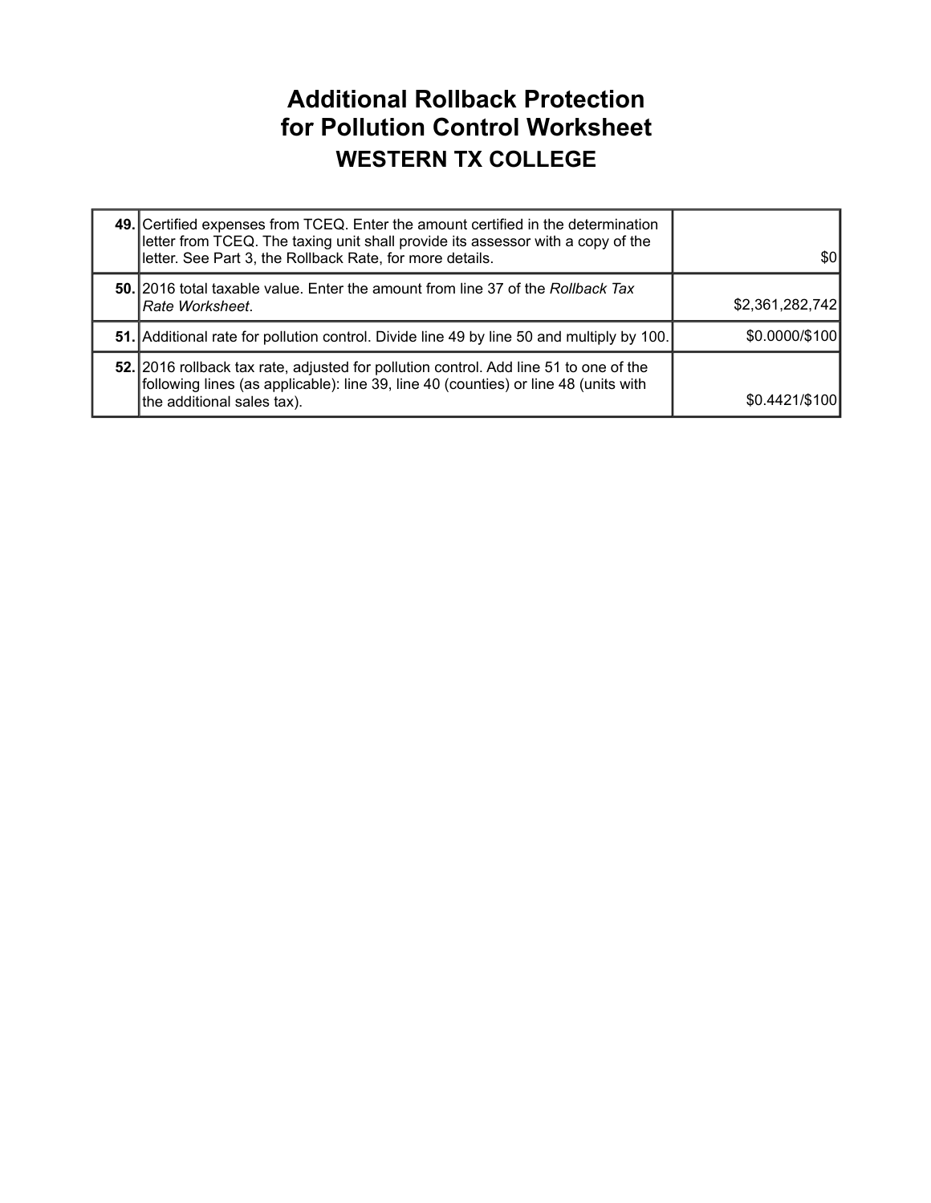# Additional Rollback Protection for Pollution Control Worksheet

## WESTERN TX COLLEGE

| | | |
|---|---|---|
| **49.** | Certified expenses from TCEQ. Enter the amount certified in the determination letter from TCEQ. The taxing unit shall provide its assessor with a copy of the letter. See Part 3, the Rollback Rate, for more details. | $0 |
| **50.** | 2016 total taxable value. Enter the amount from line 37 of the *Rollback Tax Rate Worksheet*. | $2,361,282,742 |
| **51.** | Additional rate for pollution control. Divide line 49 by line 50 and multiply by 100. | $0.0000/$100 |
| **52.** | 2016 rollback tax rate, adjusted for pollution control. Add line 51 to one of the following lines (as applicable): line 39, line 40 (counties) or line 48 (units with the additional sales tax). | $0.4421/$100 |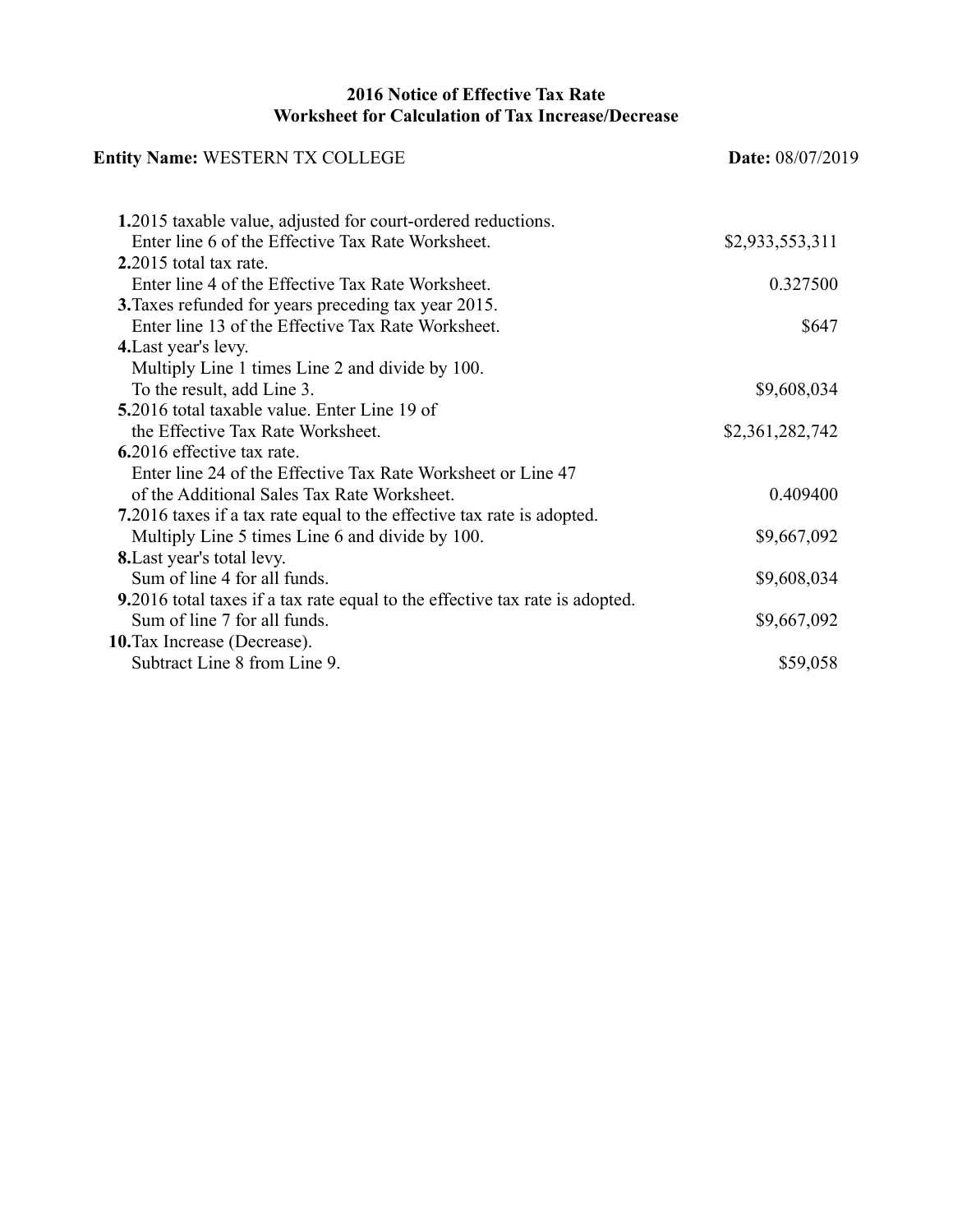**2016 Notice of Effective Tax Rate**
**Worksheet for Calculation of Tax Increase/Decrease**

**Entity Name:** WESTERN TX COLLEGE **Date:** 08/07/2019

| | |
|---|---|
| **1.** 2015 taxable value, adjusted for court-ordered reductions. Enter line 6 of the Effective Tax Rate Worksheet. | $2,933,553,311 |
| **2.** 2015 total tax rate. Enter line 4 of the Effective Tax Rate Worksheet. | 0.327500 |
| **3.** Taxes refunded for years preceding tax year 2015. Enter line 13 of the Effective Tax Rate Worksheet. | $647 |
| **4.** Last year's levy. Multiply Line 1 times Line 2 and divide by 100. To the result, add Line 3. | $9,608,034 |
| **5.** 2016 total taxable value. Enter Line 19 of the Effective Tax Rate Worksheet. | $2,361,282,742 |
| **6.** 2016 effective tax rate. Enter line 24 of the Effective Tax Rate Worksheet or Line 47 of the Additional Sales Tax Rate Worksheet. | 0.409400 |
| **7.** 2016 taxes if a tax rate equal to the effective tax rate is adopted. Multiply Line 5 times Line 6 and divide by 100. | $9,667,092 |
| **8.** Last year's total levy. Sum of line 4 for all funds. | $9,608,034 |
| **9.** 2016 total taxes if a tax rate equal to the effective tax rate is adopted. Sum of line 7 for all funds. | $9,667,092 |
| **10.** Tax Increase (Decrease). Subtract Line 8 from Line 9. | $59,058 |